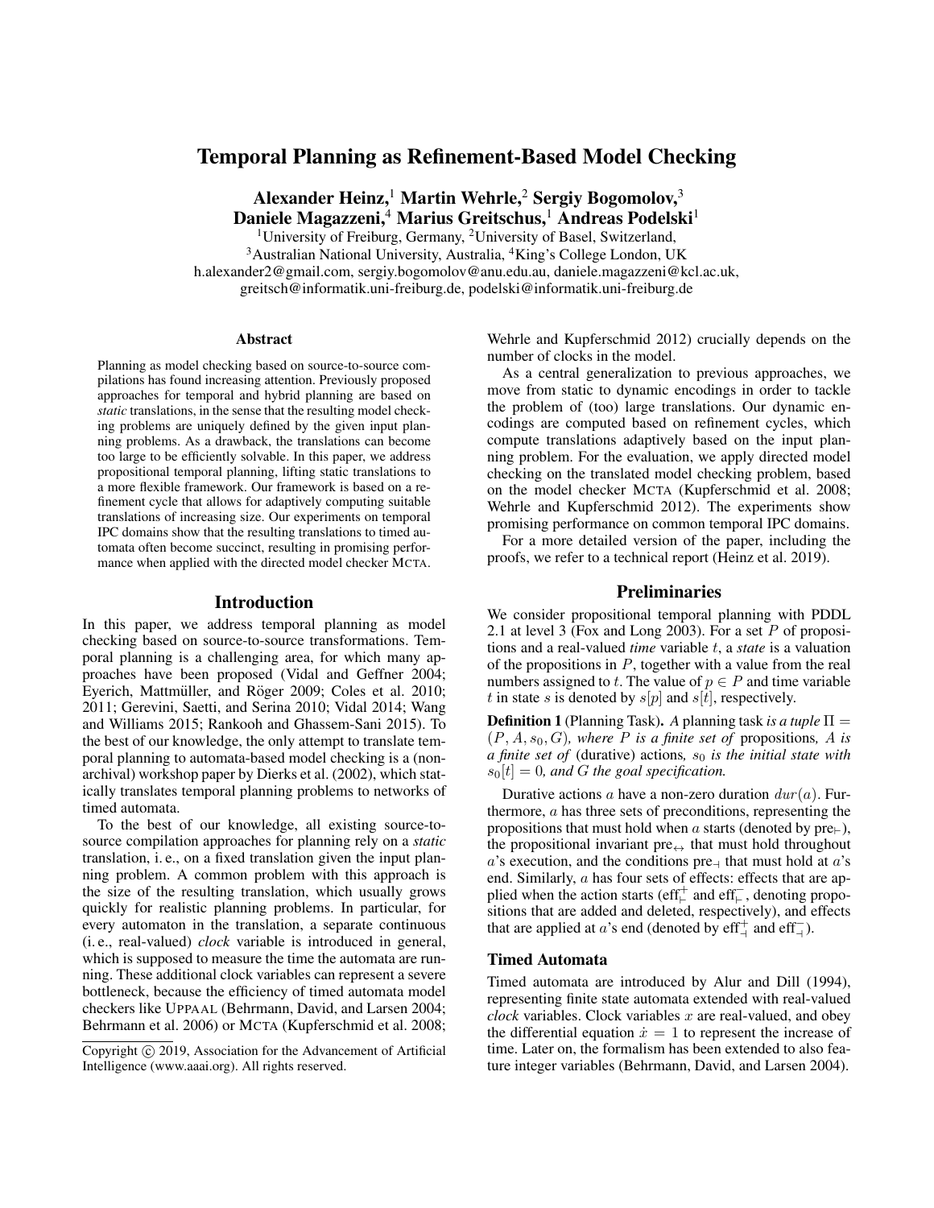# Temporal Planning as Refinement-Based Model Checking

**Alexander Heinz,[1] Martin Wehrle,[2] Sergiy Bogomolov,[3]**
**Daniele Magazzeni,[4] Marius Greitschus,[1] Andreas Podelski[1]**

[1]University of Freiburg, Germany, [2]University of Basel, Switzerland,
[3]Australian National University, Australia, [4]King's College London, UK
h.alexander2@gmail.com, sergiy.bogomolov@anu.edu.au, daniele.magazzeni@kcl.ac.uk,
greitsch@informatik.uni-freiburg.de, podelski@informatik.uni-freiburg.de

## Abstract

Planning as model checking based on source-to-source compilations has found increasing attention. Previously proposed approaches for temporal and hybrid planning are based on *static* translations, in the sense that the resulting model checking problems are uniquely defined by the given input planning problems. As a drawback, the translations can become too large to be efficiently solvable. In this paper, we address propositional temporal planning, lifting static translations to a more flexible framework. Our framework is based on a refinement cycle that allows for adaptively computing suitable translations of increasing size. Our experiments on temporal IPC domains show that the resulting translations to timed automata often become succinct, resulting in promising performance when applied with the directed model checker MCTA.

## Introduction

In this paper, we address temporal planning as model checking based on source-to-source transformations. Temporal planning is a challenging area, for which many approaches have been proposed (Vidal and Geffner 2004; Eyerich, Mattmüller, and Röger 2009; Coles et al. 2010; 2011; Gerevini, Saetti, and Serina 2010; Vidal 2014; Wang and Williams 2015; Rankooh and Ghassem-Sani 2015). To the best of our knowledge, the only attempt to translate temporal planning to automata-based model checking is a (non-archival) workshop paper by Dierks et al. (2002), which statically translates temporal planning problems to networks of timed automata.

To the best of our knowledge, all existing source-to-source compilation approaches for planning rely on a *static* translation, i. e., on a fixed translation given the input planning problem. A common problem with this approach is the size of the resulting translation, which usually grows quickly for realistic planning problems. In particular, for every automaton in the translation, a separate continuous (i. e., real-valued) *clock* variable is introduced in general, which is supposed to measure the time the automata are running. These additional clock variables can represent a severe bottleneck, because the efficiency of timed automata model checkers like UPPAAL (Behrmann, David, and Larsen 2004; Behrmann et al. 2006) or MCTA (Kupferschmid et al. 2008; Wehrle and Kupferschmid 2012) crucially depends on the number of clocks in the model.

As a central generalization to previous approaches, we move from static to dynamic encodings in order to tackle the problem of (too) large translations. Our dynamic encodings are computed based on refinement cycles, which compute translations adaptively based on the input planning problem. For the evaluation, we apply directed model checking on the translated model checking problem, based on the model checker MCTA (Kupferschmid et al. 2008; Wehrle and Kupferschmid 2012). The experiments show promising performance on common temporal IPC domains.

For a more detailed version of the paper, including the proofs, we refer to a technical report (Heinz et al. 2019).

## Preliminaries

We consider propositional temporal planning with PDDL 2.1 at level 3 (Fox and Long 2003). For a set $P$ of propositions and a real-valued *time* variable $t$, a *state* is a valuation of the propositions in $P$, together with a value from the real numbers assigned to $t$. The value of $p \in P$ and time variable $t$ in state $s$ is denoted by $s[p]$ and $s[t]$, respectively.

**Definition 1** (Planning Task). *A planning task is a tuple $\Pi = (P, A, s_0, G)$, where $P$ is a finite set of* propositions*, $A$ is a finite set of* (durative) actions*, $s_0$ is the initial state with $s_0[t] = 0$, and $G$ the goal specification.*

Durative actions $a$ have a non-zero duration $dur(a)$. Furthermore, $a$ has three sets of preconditions, representing the propositions that must hold when $a$ starts (denoted by $\text{pre}_{\vdash}$), the propositional invariant $\text{pre}_{\leftrightarrow}$ that must hold throughout $a$'s execution, and the conditions $\text{pre}_{\dashv}$ that must hold at $a$'s end. Similarly, $a$ has four sets of effects: effects that are applied when the action starts ($\text{eff}^{+}_{\vdash}$ and $\text{eff}^{-}_{\vdash}$, denoting propositions that are added and deleted, respectively), and effects that are applied at $a$'s end (denoted by $\text{eff}^{+}_{\dashv}$ and $\text{eff}^{-}_{\dashv}$).

### Timed Automata

Timed automata are introduced by Alur and Dill (1994), representing finite state automata extended with real-valued *clock* variables. Clock variables $x$ are real-valued, and obey the differential equation $\dot{x} = 1$ to represent the increase of time. Later on, the formalism has been extended to also feature integer variables (Behrmann, David, and Larsen 2004).

Copyright © 2019, Association for the Advancement of Artificial Intelligence (www.aaai.org). All rights reserved.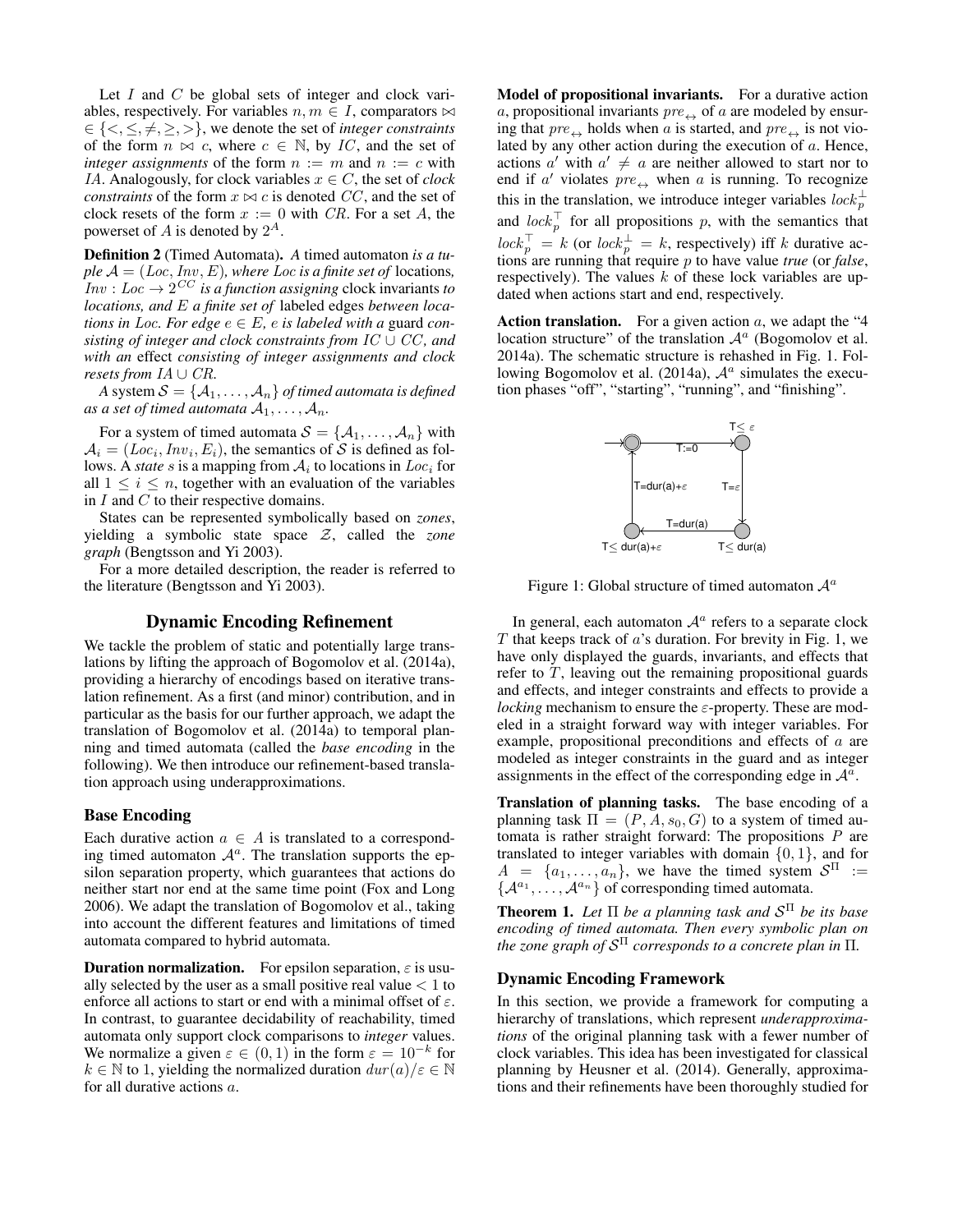Let $I$ and $C$ be global sets of integer and clock variables, respectively. For variables $n, m \in I$, comparators $\bowtie \in \{<, \leq, \neq, \geq, >\}$, we denote the set of *integer constraints* of the form $n \bowtie c$, where $c \in \mathbb{N}$, by $IC$, and the set of *integer assignments* of the form $n := m$ and $n := c$ with $IA$. Analogously, for clock variables $x \in C$, the set of *clock constraints* of the form $x \bowtie c$ is denoted $CC$, and the set of clock resets of the form $x := 0$ with $CR$. For a set $A$, the powerset of $A$ is denoted by $2^A$.

**Definition 2** (Timed Automata). *A timed automaton is a tuple $\mathcal{A} = (Loc, Inv, E)$, where Loc is a finite set of* locations*, $Inv : Loc \rightarrow 2^{CC}$ is a function assigning* clock invariants *to locations, and $E$ a finite set of* labeled edges *between locations in Loc. For edge $e \in E$, $e$ is labeled with a* guard *consisting of integer and clock constraints from $IC \cup CC$, and with an* effect *consisting of integer assignments and clock resets from $IA \cup CR$.*

*A* system *$\mathcal{S} = \{\mathcal{A}_1, \ldots, \mathcal{A}_n\}$ of timed automata is defined as a set of timed automata $\mathcal{A}_1, \ldots, \mathcal{A}_n$.*

For a system of timed automata $\mathcal{S} = \{\mathcal{A}_1, \ldots, \mathcal{A}_n\}$ with $\mathcal{A}_i = (Loc_i, Inv_i, E_i)$, the semantics of $\mathcal{S}$ is defined as follows. A *state* $s$ is a mapping from $\mathcal{A}_i$ to locations in $Loc_i$ for all $1 \leq i \leq n$, together with an evaluation of the variables in $I$ and $C$ to their respective domains.

States can be represented symbolically based on *zones*, yielding a symbolic state space $\mathcal{Z}$, called the *zone graph* (Bengtsson and Yi 2003).

For a more detailed description, the reader is referred to the literature (Bengtsson and Yi 2003).

## Dynamic Encoding Refinement

We tackle the problem of static and potentially large translations by lifting the approach of Bogomolov et al. (2014a), providing a hierarchy of encodings based on iterative translation refinement. As a first (and minor) contribution, and in particular as the basis for our further approach, we adapt the translation of Bogomolov et al. (2014a) to temporal planning and timed automata (called the *base encoding* in the following). We then introduce our refinement-based translation approach using underapproximations.

### Base Encoding

Each durative action $a \in A$ is translated to a corresponding timed automaton $\mathcal{A}^a$. The translation supports the epsilon separation property, which guarantees that actions do neither start nor end at the same time point (Fox and Long 2006). We adapt the translation of Bogomolov et al., taking into account the different features and limitations of timed automata compared to hybrid automata.

**Duration normalization.** For epsilon separation, $\varepsilon$ is usually selected by the user as a small positive real value $< 1$ to enforce all actions to start or end with a minimal offset of $\varepsilon$. In contrast, to guarantee decidability of reachability, timed automata only support clock comparisons to *integer* values. We normalize a given $\varepsilon \in (0, 1)$ in the form $\varepsilon = 10^{-k}$ for $k \in \mathbb{N}$ to 1, yielding the normalized duration $dur(a)/\varepsilon \in \mathbb{N}$ for all durative actions $a$.

**Model of propositional invariants.** For a durative action $a$, propositional invariants $pre_{\leftrightarrow}$ of $a$ are modeled by ensuring that $pre_{\leftrightarrow}$ holds when $a$ is started, and $pre_{\leftrightarrow}$ is not violated by any other action during the execution of $a$. Hence, actions $a'$ with $a' \neq a$ are neither allowed to start nor to end if $a'$ violates $pre_{\leftrightarrow}$ when $a$ is running. To recognize this in the translation, we introduce integer variables $lock_p^{\perp}$ and $lock_p^{\top}$ for all propositions $p$, with the semantics that $lock_p^{\top} = k$ (or $lock_p^{\perp} = k$, respectively) iff $k$ durative actions are running that require $p$ to have value *true* (or *false*, respectively). The values $k$ of these lock variables are updated when actions start and end, respectively.

**Action translation.** For a given action $a$, we adapt the "4 location structure" of the translation $\mathcal{A}^a$ (Bogomolov et al. 2014a). The schematic structure is rehashed in Fig. 1. Following Bogomolov et al. (2014a), $\mathcal{A}^a$ simulates the execution phases "off", "starting", "running", and "finishing".

T:=0
T≤ ε
T=ε
T≤ dur(a)
T=dur(a)
T≤ dur(a)+ε
T=dur(a)+ε

Figure 1: Global structure of timed automaton $\mathcal{A}^a$

In general, each automaton $\mathcal{A}^a$ refers to a separate clock $T$ that keeps track of $a$'s duration. For brevity in Fig. 1, we have only displayed the guards, invariants, and effects that refer to $T$, leaving out the remaining propositional guards and effects, and integer constraints and effects to provide a *locking* mechanism to ensure the $\varepsilon$-property. These are modeled in a straight forward way with integer variables. For example, propositional preconditions and effects of $a$ are modeled as integer constraints in the guard and as integer assignments in the effect of the corresponding edge in $\mathcal{A}^a$.

**Translation of planning tasks.** The base encoding of a planning task $\Pi = (P, A, s_0, G)$ to a system of timed automata is rather straight forward: The propositions $P$ are translated to integer variables with domain $\{0, 1\}$, and for $A = \{a_1, \ldots, a_n\}$, we have the timed system $\mathcal{S}^{\Pi} := \{\mathcal{A}^{a_1}, \ldots, \mathcal{A}^{a_n}\}$ of corresponding timed automata.

**Theorem 1.** *Let $\Pi$ be a planning task and $\mathcal{S}^{\Pi}$ be its base encoding of timed automata. Then every symbolic plan on the zone graph of $\mathcal{S}^{\Pi}$ corresponds to a concrete plan in $\Pi$.*

### Dynamic Encoding Framework

In this section, we provide a framework for computing a hierarchy of translations, which represent *underapproximations* of the original planning task with a fewer number of clock variables. This idea has been investigated for classical planning by Heusner et al. (2014). Generally, approximations and their refinements have been thoroughly studied for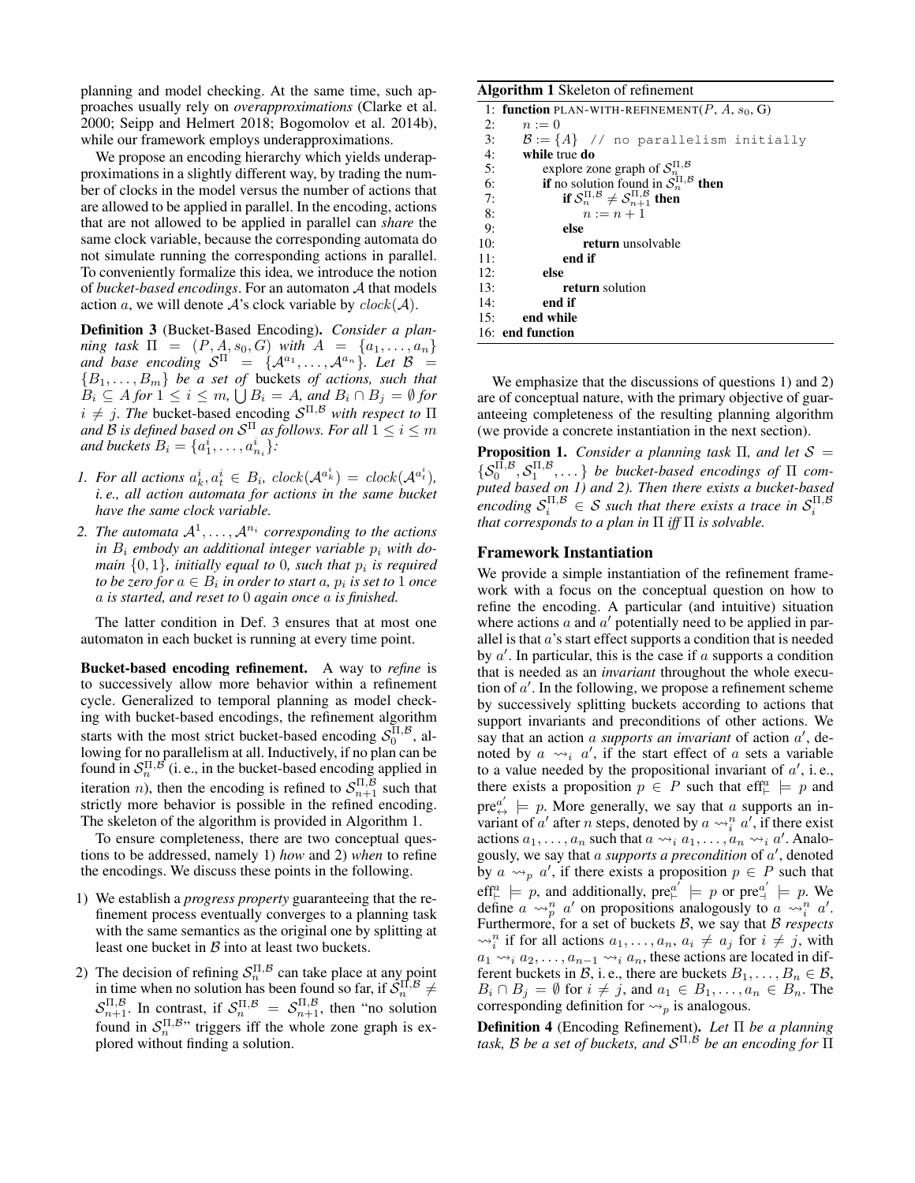planning and model checking. At the same time, such approaches usually rely on *overapproximations* (Clarke et al. 2000; Seipp and Helmert 2018; Bogomolov et al. 2014b), while our framework employs underapproximations.

We propose an encoding hierarchy which yields underapproximations in a slightly different way, by trading the number of clocks in the model versus the number of actions that are allowed to be applied in parallel. In the encoding, actions that are not allowed to be applied in parallel can *share* the same clock variable, because the corresponding automata do not simulate running the corresponding actions in parallel. To conveniently formalize this idea, we introduce the notion of *bucket-based encodings*. For an automaton $\mathcal{A}$ that models action $a$, we will denote $\mathcal{A}$'s clock variable by $clock(\mathcal{A})$.

**Definition 3** (Bucket-Based Encoding). *Consider a planning task $\Pi = (P, A, s_0, G)$ with $A = \{a_1, \ldots, a_n\}$ and base encoding $\mathcal{S}^{\Pi} = \{\mathcal{A}^{a_1}, \ldots, \mathcal{A}^{a_n}\}$. Let $\mathcal{B} = \{B_1, \ldots, B_m\}$ be a set of* buckets *of actions, such that $B_i \subseteq A$ for $1 \leq i \leq m$, $\bigcup B_i = A$, and $B_i \cap B_j = \emptyset$ for $i \neq j$. The* bucket-based encoding *$\mathcal{S}^{\Pi,\mathcal{B}}$ with respect to $\Pi$ and $\mathcal{B}$ is defined based on $\mathcal{S}^{\Pi}$ as follows. For all $1 \leq i \leq m$ and buckets $B_i = \{a^i_1, \ldots, a^i_{n_i}\}$:*

1. *For all actions $a^i_k, a^i_t \in B_i$, $clock(\mathcal{A}^{a^i_k}) = clock(\mathcal{A}^{a^i_t})$, i. e., all action automata for actions in the same bucket have the same clock variable.*
2. *The automata $\mathcal{A}^1, \ldots, \mathcal{A}^{n_i}$ corresponding to the actions in $B_i$ embody an additional integer variable $p_i$ with domain $\{0, 1\}$, initially equal to $0$, such that $p_i$ is required to be zero for $a \in B_i$ in order to start $a$, $p_i$ is set to $1$ once $a$ is started, and reset to $0$ again once $a$ is finished.*

The latter condition in Def. 3 ensures that at most one automaton in each bucket is running at every time point.

**Bucket-based encoding refinement.** A way to *refine* is to successively allow more behavior within a refinement cycle. Generalized to temporal planning as model checking with bucket-based encodings, the refinement algorithm starts with the most strict bucket-based encoding $\mathcal{S}^{\Pi,\mathcal{B}}_0$, allowing for no parallelism at all. Inductively, if no plan can be found in $\mathcal{S}^{\Pi,\mathcal{B}}_n$ (i. e., in the bucket-based encoding applied in iteration $n$), then the encoding is refined to $\mathcal{S}^{\Pi,\mathcal{B}}_{n+1}$ such that strictly more behavior is possible in the refined encoding. The skeleton of the algorithm is provided in Algorithm 1.

To ensure completeness, there are two conceptual questions to be addressed, namely 1) *how* and 2) *when* to refine the encodings. We discuss these points in the following.

1) We establish a *progress property* guaranteeing that the refinement process eventually converges to a planning task with the same semantics as the original one by splitting at least one bucket in $\mathcal{B}$ into at least two buckets.
2) The decision of refining $\mathcal{S}^{\Pi,\mathcal{B}}_n$ can take place at any point in time when no solution has been found so far, if $\mathcal{S}^{\Pi,\mathcal{B}}_n \neq \mathcal{S}^{\Pi,\mathcal{B}}_{n+1}$. In contrast, if $\mathcal{S}^{\Pi,\mathcal{B}}_n = \mathcal{S}^{\Pi,\mathcal{B}}_{n+1}$, then "no solution found in $\mathcal{S}^{\Pi,\mathcal{B}}_n$" triggers iff the whole zone graph is explored without finding a solution.

**Algorithm 1** Skeleton of refinement

```
1:  function PLAN-WITH-REFINEMENT(P, A, s_0, G)
2:      n := 0
3:      B := {A}  // no parallelism initially
4:      while true do
5:          explore zone graph of S_n^{Π,B}
6:          if no solution found in S_n^{Π,B} then
7:              if S_n^{Π,B} ≠ S_{n+1}^{Π,B} then
8:                  n := n + 1
9:              else
10:                 return unsolvable
11:             end if
12:         else
13:             return solution
14:         end if
15:     end while
16: end function
```

We emphasize that the discussions of questions 1) and 2) are of conceptual nature, with the primary objective of guaranteeing completeness of the resulting planning algorithm (we provide a concrete instantiation in the next section).

**Proposition 1.** *Consider a planning task $\Pi$, and let $\mathcal{S} = \{\mathcal{S}^{\Pi,\mathcal{B}}_0, \mathcal{S}^{\Pi,\mathcal{B}}_1, \ldots\}$ be bucket-based encodings of $\Pi$ computed based on 1) and 2). Then there exists a bucket-based encoding $\mathcal{S}^{\Pi,\mathcal{B}}_i \in \mathcal{S}$ such that there exists a trace in $\mathcal{S}^{\Pi,\mathcal{B}}_i$ that corresponds to a plan in $\Pi$ iff $\Pi$ is solvable.*

## Framework Instantiation

We provide a simple instantiation of the refinement framework with a focus on the conceptual question on how to refine the encoding. A particular (and intuitive) situation where actions $a$ and $a'$ potentially need to be applied in parallel is that $a$'s start effect supports a condition that is needed by $a'$. In particular, this is the case if $a$ supports a condition that is needed as an *invariant* throughout the whole execution of $a'$. In the following, we propose a refinement scheme by successively splitting buckets according to actions that support invariants and preconditions of other actions. We say that an action $a$ *supports an invariant* of action $a'$, denoted by $a \rightsquigarrow_i a'$, if the start effect of $a$ sets a variable to a value needed by the propositional invariant of $a'$, i. e., there exists a proposition $p \in P$ such that $\mathrm{eff}^a_{\vdash} \models p$ and $\mathrm{pre}^{a'}_{\leftrightarrow} \models p$. More generally, we say that $a$ supports an invariant of $a'$ after $n$ steps, denoted by $a \rightsquigarrow^n_i a'$, if there exist actions $a_1, \ldots, a_n$ such that $a \rightsquigarrow_i a_1, \ldots, a_n \rightsquigarrow_i a'$. Analogously, we say that $a$ *supports a precondition* of $a'$, denoted by $a \rightsquigarrow_p a'$, if there exists a proposition $p \in P$ such that $\mathrm{eff}^a_{\vdash} \models p$, and additionally, $\mathrm{pre}^{a'}_{\vdash} \models p$ or $\mathrm{pre}^{a'}_{\dashv} \models p$. We define $a \rightsquigarrow^n_p a'$ on propositions analogously to $a \rightsquigarrow^n_i a'$. Furthermore, for a set of buckets $\mathcal{B}$, we say that $\mathcal{B}$ *respects* $\rightsquigarrow^n_i$ if for all actions $a_1, \ldots, a_n$, $a_i \neq a_j$ for $i \neq j$, with $a_1 \rightsquigarrow_i a_2, \ldots, a_{n-1} \rightsquigarrow_i a_n$, these actions are located in different buckets in $\mathcal{B}$, i. e., there are buckets $B_1, \ldots, B_n \in \mathcal{B}$, $B_i \cap B_j = \emptyset$ for $i \neq j$, and $a_1 \in B_1, \ldots, a_n \in B_n$. The corresponding definition for $\rightsquigarrow_p$ is analogous.

**Definition 4** (Encoding Refinement). *Let $\Pi$ be a planning task, $\mathcal{B}$ be a set of buckets, and $\mathcal{S}^{\Pi,\mathcal{B}}$ be an encoding for $\Pi$*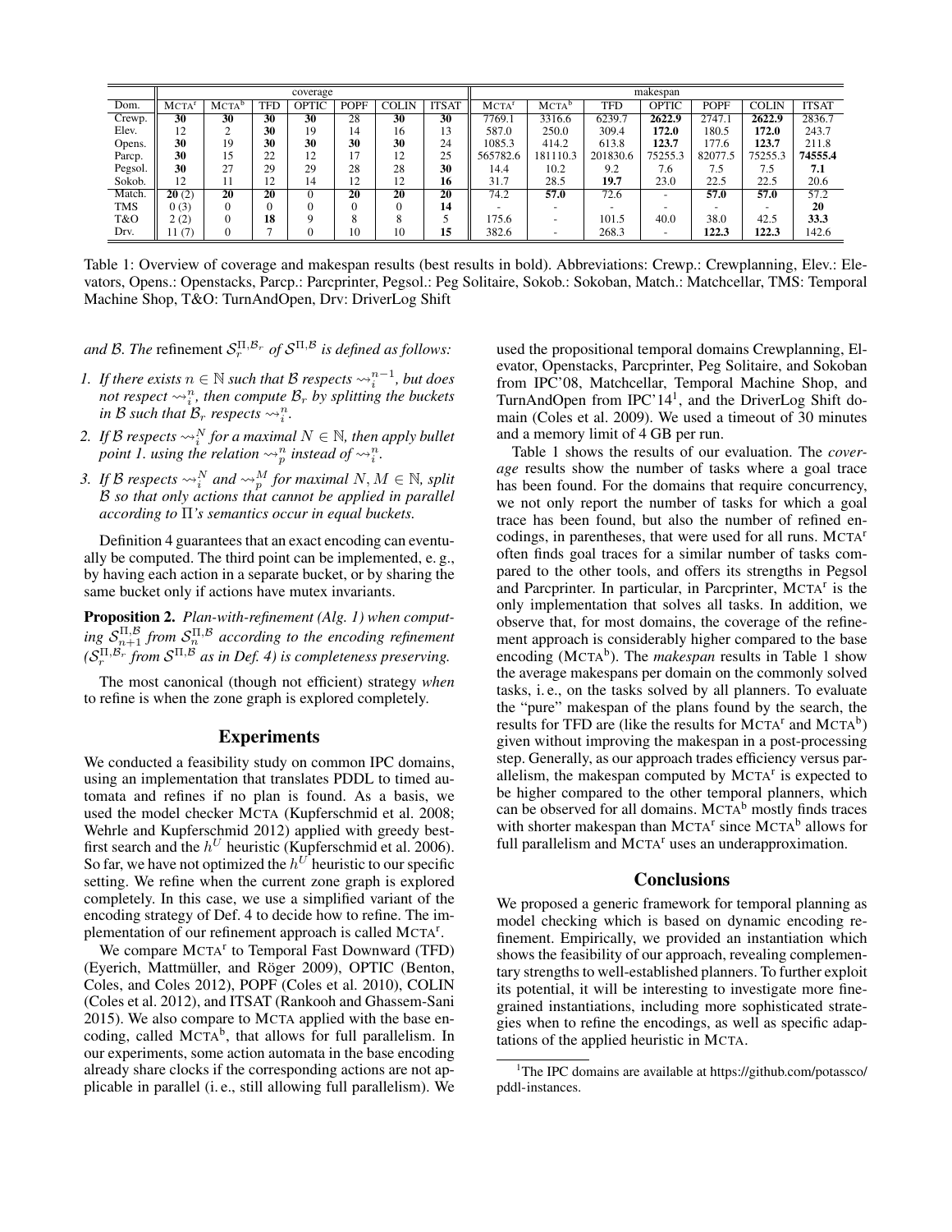| | coverage | | | | | | | makespan | | | | | | |
|---|---|---|---|---|---|---|---|---|---|---|---|---|---|---|
| Dom. | MCTA[r] | MCTA[b] | TFD | OPTIC | POPF | COLIN | ITSAT | MCTA[r] | MCTA[b] | TFD | OPTIC | POPF | COLIN | ITSAT |
| Crewp. | **30** | **30** | **30** | **30** | 28 | **30** | **30** | 7769.1 | 3316.6 | 6239.7 | **2622.9** | 2747.1 | **2622.9** | 2836.7 |
| Elev. | 12 | 2 | **30** | 19 | 14 | 16 | 13 | 587.0 | 250.0 | 309.4 | **172.0** | 180.5 | **172.0** | 243.7 |
| Opens. | **30** | 19 | **30** | **30** | **30** | **30** | 24 | 1085.3 | 414.2 | 613.8 | **123.7** | 177.6 | **123.7** | 211.8 |
| Parcp. | **30** | 15 | 22 | 12 | 17 | 12 | 25 | 565782.6 | 181110.3 | 201830.6 | 75255.3 | 82077.5 | 75255.3 | **74555.4** |
| Pegsol. | **30** | 27 | 29 | 29 | 28 | 28 | **30** | 14.4 | 10.2 | 9.2 | 7.6 | 7.5 | 7.5 | **7.1** |
| Sokob. | 12 | 11 | 12 | 14 | 12 | 12 | **16** | 31.7 | 28.5 | **19.7** | 23.0 | 22.5 | 22.5 | 20.6 |
| Match. | **20** (2) | **20** | **20** | 0 | **20** | **20** | **20** | 74.2 | **57.0** | 72.6 | - | **57.0** | **57.0** | 57.2 |
| TMS | 0 (3) | 0 | 0 | 0 | 0 | 0 | **14** | - | - | - | - | - | - | **20** |
| T&O | 2 (2) | 0 | **18** | 9 | 8 | 8 | 5 | 175.6 | - | 101.5 | 40.0 | 38.0 | 42.5 | **33.3** |
| Drv. | 11 (7) | 0 | 7 | 0 | 10 | 10 | **15** | 382.6 | - | 268.3 | - | **122.3** | **122.3** | 142.6 |

Table 1: Overview of coverage and makespan results (best results in bold). Abbreviations: Crewp.: Crewplanning, Elev.: Elevators, Opens.: Openstacks, Parcp.: Parcprinter, Pegsol.: Peg Solitaire, Sokob.: Sokoban, Match.: Matchcellar, TMS: Temporal Machine Shop, T&O: TurnAndOpen, Drv: DriverLog Shift

*and $\mathcal{B}$. The* refinement $\mathcal{S}_r^{\Pi,\mathcal{B}_r}$ *of* $\mathcal{S}^{\Pi,\mathcal{B}}$ *is defined as follows:*

1. *If there exists $n \in \mathbb{N}$ such that $\mathcal{B}$ respects $\rightsquigarrow_i^{n-1}$, but does not respect $\rightsquigarrow_i^n$, then compute $\mathcal{B}_r$ by splitting the buckets in $\mathcal{B}$ such that $\mathcal{B}_r$ respects $\rightsquigarrow_i^n$.*
2. *If $\mathcal{B}$ respects $\rightsquigarrow_i^N$ for a maximal $N \in \mathbb{N}$, then apply bullet point 1. using the relation $\rightsquigarrow_p^n$ instead of $\rightsquigarrow_i^n$.*
3. *If $\mathcal{B}$ respects $\rightsquigarrow_i^N$ and $\rightsquigarrow_p^M$ for maximal $N, M \in \mathbb{N}$, split $\mathcal{B}$ so that only actions that cannot be applied in parallel according to $\Pi$'s semantics occur in equal buckets.*

Definition 4 guarantees that an exact encoding can eventually be computed. The third point can be implemented, e. g., by having each action in a separate bucket, or by sharing the same bucket only if actions have mutex invariants.

**Proposition 2.** *Plan-with-refinement (Alg. 1) when computing $\mathcal{S}_{n+1}^{\Pi,\mathcal{B}}$ from $\mathcal{S}_n^{\Pi,\mathcal{B}}$ according to the encoding refinement ($\mathcal{S}_r^{\Pi,\mathcal{B}_r}$ from $\mathcal{S}^{\Pi,\mathcal{B}}$ as in Def. 4) is completeness preserving.*

The most canonical (though not efficient) strategy *when* to refine is when the zone graph is explored completely.

## Experiments

We conducted a feasibility study on common IPC domains, using an implementation that translates PDDL to timed automata and refines if no plan is found. As a basis, we used the model checker MCTA (Kupferschmid et al. 2008; Wehrle and Kupferschmid 2012) applied with greedy best-first search and the $h^U$ heuristic (Kupferschmid et al. 2006). So far, we have not optimized the $h^U$ heuristic to our specific setting. We refine when the current zone graph is explored completely. In this case, we use a simplified variant of the encoding strategy of Def. 4 to decide how to refine. The implementation of our refinement approach is called MCTA[r].

We compare MCTA[r] to Temporal Fast Downward (TFD) (Eyerich, Mattmüller, and Röger 2009), OPTIC (Benton, Coles, and Coles 2012), POPF (Coles et al. 2010), COLIN (Coles et al. 2012), and ITSAT (Rankooh and Ghassem-Sani 2015). We also compare to MCTA applied with the base encoding, called MCTA[b], that allows for full parallelism. In our experiments, some action automata in the base encoding already share clocks if the corresponding actions are not applicable in parallel (i. e., still allowing full parallelism). We used the propositional temporal domains Crewplanning, Elevator, Openstacks, Parcprinter, Peg Solitaire, and Sokoban from IPC'08, Matchcellar, Temporal Machine Shop, and TurnAndOpen from IPC'14[1], and the DriverLog Shift domain (Coles et al. 2009). We used a timeout of 30 minutes and a memory limit of 4 GB per run.

Table 1 shows the results of our evaluation. The *coverage* results show the number of tasks where a goal trace has been found. For the domains that require concurrency, we not only report the number of tasks for which a goal trace has been found, but also the number of refined encodings, in parentheses, that were used for all runs. MCTA[r] often finds goal traces for a similar number of tasks compared to the other tools, and offers its strengths in Pegsol and Parcprinter. In particular, in Parcprinter, MCTA[r] is the only implementation that solves all tasks. In addition, we observe that, for most domains, the coverage of the refinement approach is considerably higher compared to the base encoding (MCTA[b]). The *makespan* results in Table 1 show the average makespans per domain on the commonly solved tasks, i. e., on the tasks solved by all planners. To evaluate the "pure" makespan of the plans found by the search, the results for TFD are (like the results for MCTA[r] and MCTA[b]) given without improving the makespan in a post-processing step. Generally, as our approach trades efficiency versus parallelism, the makespan computed by MCTA[r] is expected to be higher compared to the other temporal planners, which can be observed for all domains. MCTA[b] mostly finds traces with shorter makespan than MCTA[r] since MCTA[b] allows for full parallelism and MCTA[r] uses an underapproximation.

## Conclusions

We proposed a generic framework for temporal planning as model checking which is based on dynamic encoding refinement. Empirically, we provided an instantiation which shows the feasibility of our approach, revealing complementary strengths to well-established planners. To further exploit its potential, it will be interesting to investigate more fine-grained instantiations, including more sophisticated strategies when to refine the encodings, as well as specific adaptations of the applied heuristic in MCTA.

[1] The IPC domains are available at https://github.com/potassco/pddl-instances.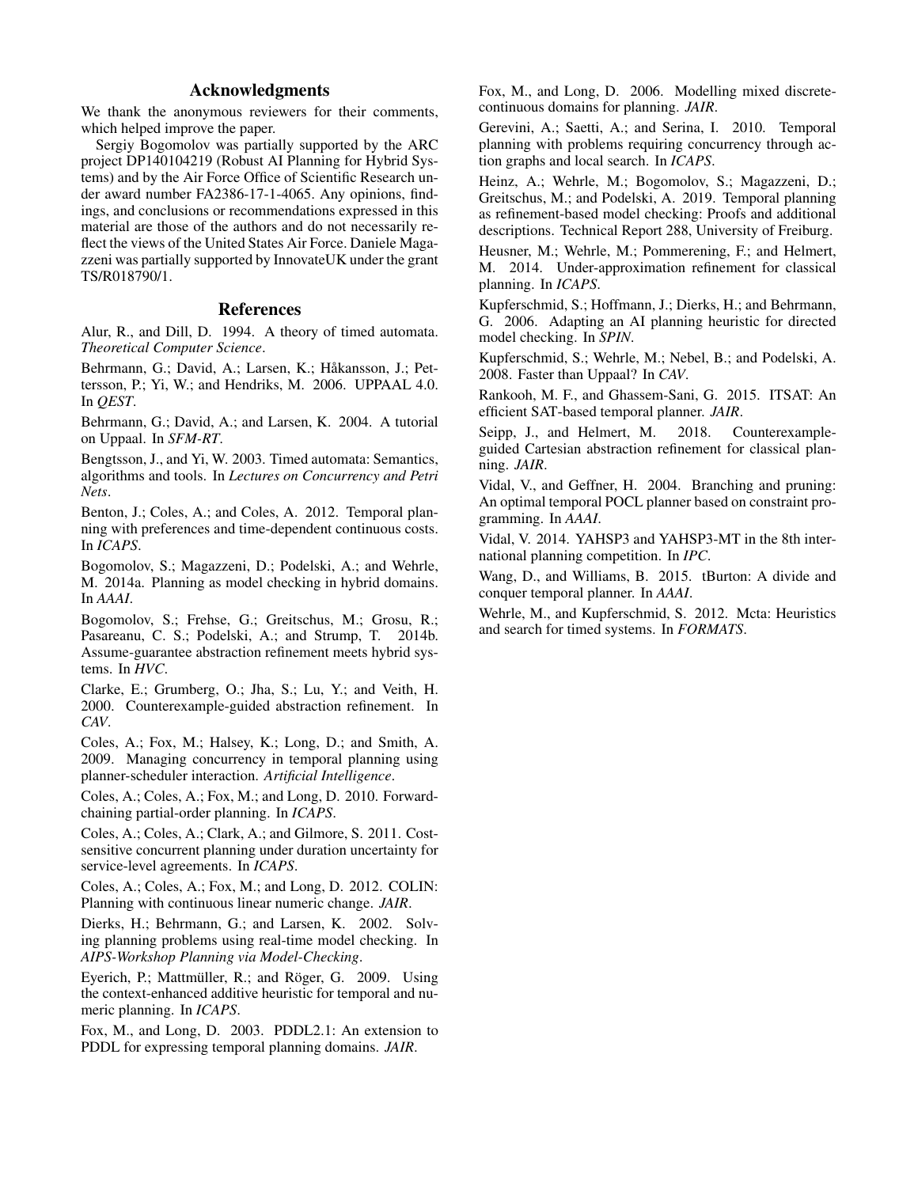## Acknowledgments

We thank the anonymous reviewers for their comments, which helped improve the paper.

Sergiy Bogomolov was partially supported by the ARC project DP140104219 (Robust AI Planning for Hybrid Systems) and by the Air Force Office of Scientific Research under award number FA2386-17-1-4065. Any opinions, findings, and conclusions or recommendations expressed in this material are those of the authors and do not necessarily reflect the views of the United States Air Force. Daniele Magazzeni was partially supported by InnovateUK under the grant TS/R018790/1.

## References

Alur, R., and Dill, D. 1994. A theory of timed automata. *Theoretical Computer Science*.

Behrmann, G.; David, A.; Larsen, K.; Håkansson, J.; Pettersson, P.; Yi, W.; and Hendriks, M. 2006. UPPAAL 4.0. In *QEST*.

Behrmann, G.; David, A.; and Larsen, K. 2004. A tutorial on Uppaal. In *SFM-RT*.

Bengtsson, J., and Yi, W. 2003. Timed automata: Semantics, algorithms and tools. In *Lectures on Concurrency and Petri Nets*.

Benton, J.; Coles, A.; and Coles, A. 2012. Temporal planning with preferences and time-dependent continuous costs. In *ICAPS*.

Bogomolov, S.; Magazzeni, D.; Podelski, A.; and Wehrle, M. 2014a. Planning as model checking in hybrid domains. In *AAAI*.

Bogomolov, S.; Frehse, G.; Greitschus, M.; Grosu, R.; Pasareanu, C. S.; Podelski, A.; and Strump, T. 2014b. Assume-guarantee abstraction refinement meets hybrid systems. In *HVC*.

Clarke, E.; Grumberg, O.; Jha, S.; Lu, Y.; and Veith, H. 2000. Counterexample-guided abstraction refinement. In *CAV*.

Coles, A.; Fox, M.; Halsey, K.; Long, D.; and Smith, A. 2009. Managing concurrency in temporal planning using planner-scheduler interaction. *Artificial Intelligence*.

Coles, A.; Coles, A.; Fox, M.; and Long, D. 2010. Forward-chaining partial-order planning. In *ICAPS*.

Coles, A.; Coles, A.; Clark, A.; and Gilmore, S. 2011. Cost-sensitive concurrent planning under duration uncertainty for service-level agreements. In *ICAPS*.

Coles, A.; Coles, A.; Fox, M.; and Long, D. 2012. COLIN: Planning with continuous linear numeric change. *JAIR*.

Dierks, H.; Behrmann, G.; and Larsen, K. 2002. Solving planning problems using real-time model checking. In *AIPS-Workshop Planning via Model-Checking*.

Eyerich, P.; Mattmüller, R.; and Röger, G. 2009. Using the context-enhanced additive heuristic for temporal and numeric planning. In *ICAPS*.

Fox, M., and Long, D. 2003. PDDL2.1: An extension to PDDL for expressing temporal planning domains. *JAIR*.

Fox, M., and Long, D. 2006. Modelling mixed discrete-continuous domains for planning. *JAIR*.

Gerevini, A.; Saetti, A.; and Serina, I. 2010. Temporal planning with problems requiring concurrency through action graphs and local search. In *ICAPS*.

Heinz, A.; Wehrle, M.; Bogomolov, S.; Magazzeni, D.; Greitschus, M.; and Podelski, A. 2019. Temporal planning as refinement-based model checking: Proofs and additional descriptions. Technical Report 288, University of Freiburg.

Heusner, M.; Wehrle, M.; Pommerening, F.; and Helmert, M. 2014. Under-approximation refinement for classical planning. In *ICAPS*.

Kupferschmid, S.; Hoffmann, J.; Dierks, H.; and Behrmann, G. 2006. Adapting an AI planning heuristic for directed model checking. In *SPIN*.

Kupferschmid, S.; Wehrle, M.; Nebel, B.; and Podelski, A. 2008. Faster than Uppaal? In *CAV*.

Rankooh, M. F., and Ghassem-Sani, G. 2015. ITSAT: An efficient SAT-based temporal planner. *JAIR*.

Seipp, J., and Helmert, M. 2018. Counterexample-guided Cartesian abstraction refinement for classical planning. *JAIR*.

Vidal, V., and Geffner, H. 2004. Branching and pruning: An optimal temporal POCL planner based on constraint programming. In *AAAI*.

Vidal, V. 2014. YAHSP3 and YAHSP3-MT in the 8th international planning competition. In *IPC*.

Wang, D., and Williams, B. 2015. tBurton: A divide and conquer temporal planner. In *AAAI*.

Wehrle, M., and Kupferschmid, S. 2012. Mcta: Heuristics and search for timed systems. In *FORMATS*.